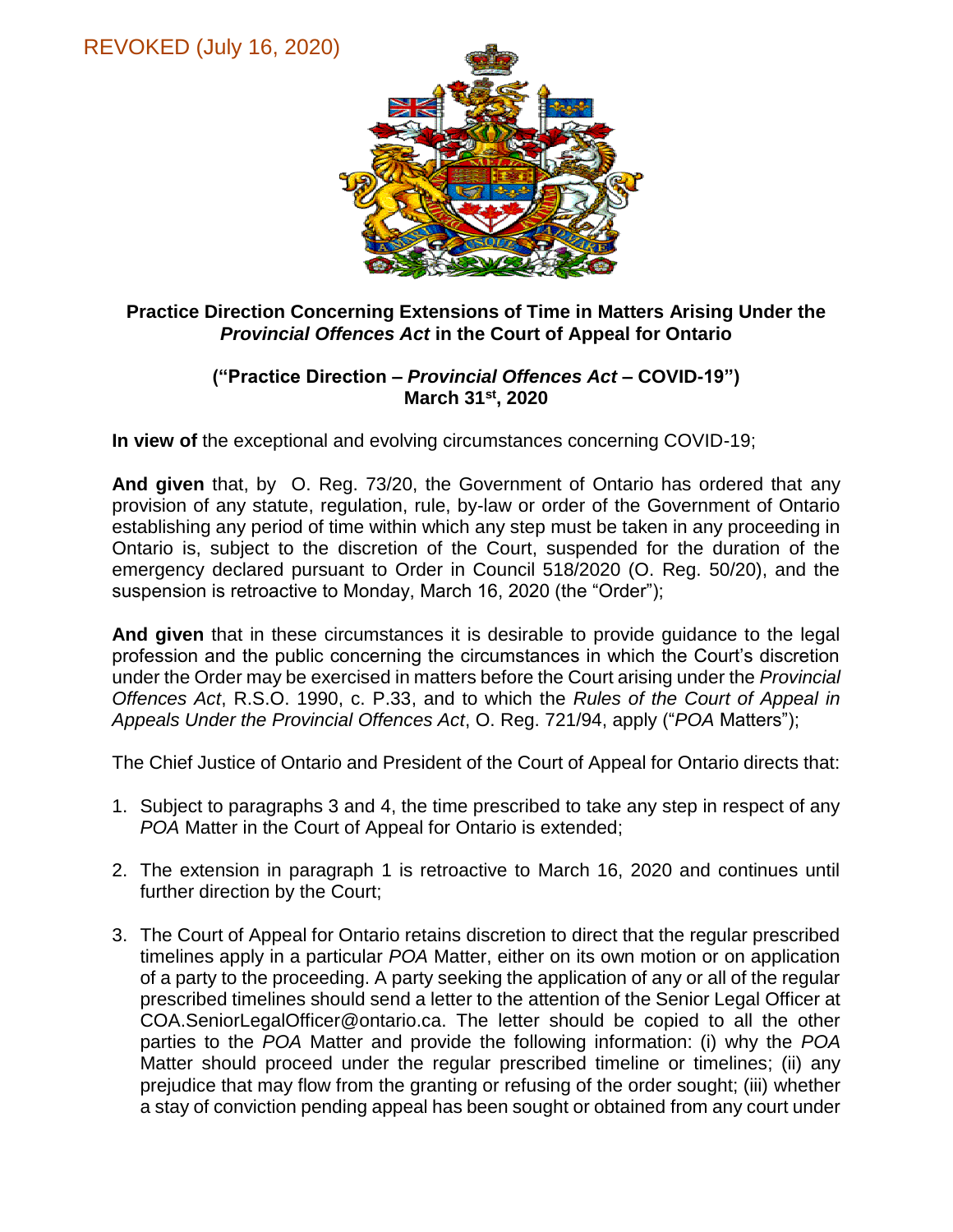REVOKED (July 16, 2020)

**Practice Direction Concerning Extensions of Time in Matters Arising Under the *Provincial Offences Act* in the Court of Appeal for Ontario**

**(“Practice Direction – *Provincial Offences Act* – COVID-19”)**
**March 31st, 2020**

**In view of** the exceptional and evolving circumstances concerning COVID-19;

**And given** that, by O. Reg. 73/20, the Government of Ontario has ordered that any provision of any statute, regulation, rule, by-law or order of the Government of Ontario establishing any period of time within which any step must be taken in any proceeding in Ontario is, subject to the discretion of the Court, suspended for the duration of the emergency declared pursuant to Order in Council 518/2020 (O. Reg. 50/20), and the suspension is retroactive to Monday, March 16, 2020 (the “Order”);

**And given** that in these circumstances it is desirable to provide guidance to the legal profession and the public concerning the circumstances in which the Court’s discretion under the Order may be exercised in matters before the Court arising under the *Provincial Offences Act*, R.S.O. 1990, c. P.33, and to which the *Rules of the Court of Appeal in Appeals Under the Provincial Offences Act*, O. Reg. 721/94, apply (“*POA* Matters”);

The Chief Justice of Ontario and President of the Court of Appeal for Ontario directs that:

1. Subject to paragraphs 3 and 4, the time prescribed to take any step in respect of any *POA* Matter in the Court of Appeal for Ontario is extended;
2. The extension in paragraph 1 is retroactive to March 16, 2020 and continues until further direction by the Court;
3. The Court of Appeal for Ontario retains discretion to direct that the regular prescribed timelines apply in a particular *POA* Matter, either on its own motion or on application of a party to the proceeding. A party seeking the application of any or all of the regular prescribed timelines should send a letter to the attention of the Senior Legal Officer at COA.SeniorLegalOfficer@ontario.ca. The letter should be copied to all the other parties to the *POA* Matter and provide the following information: (i) why the *POA* Matter should proceed under the regular prescribed timeline or timelines; (ii) any prejudice that may flow from the granting or refusing of the order sought; (iii) whether a stay of conviction pending appeal has been sought or obtained from any court under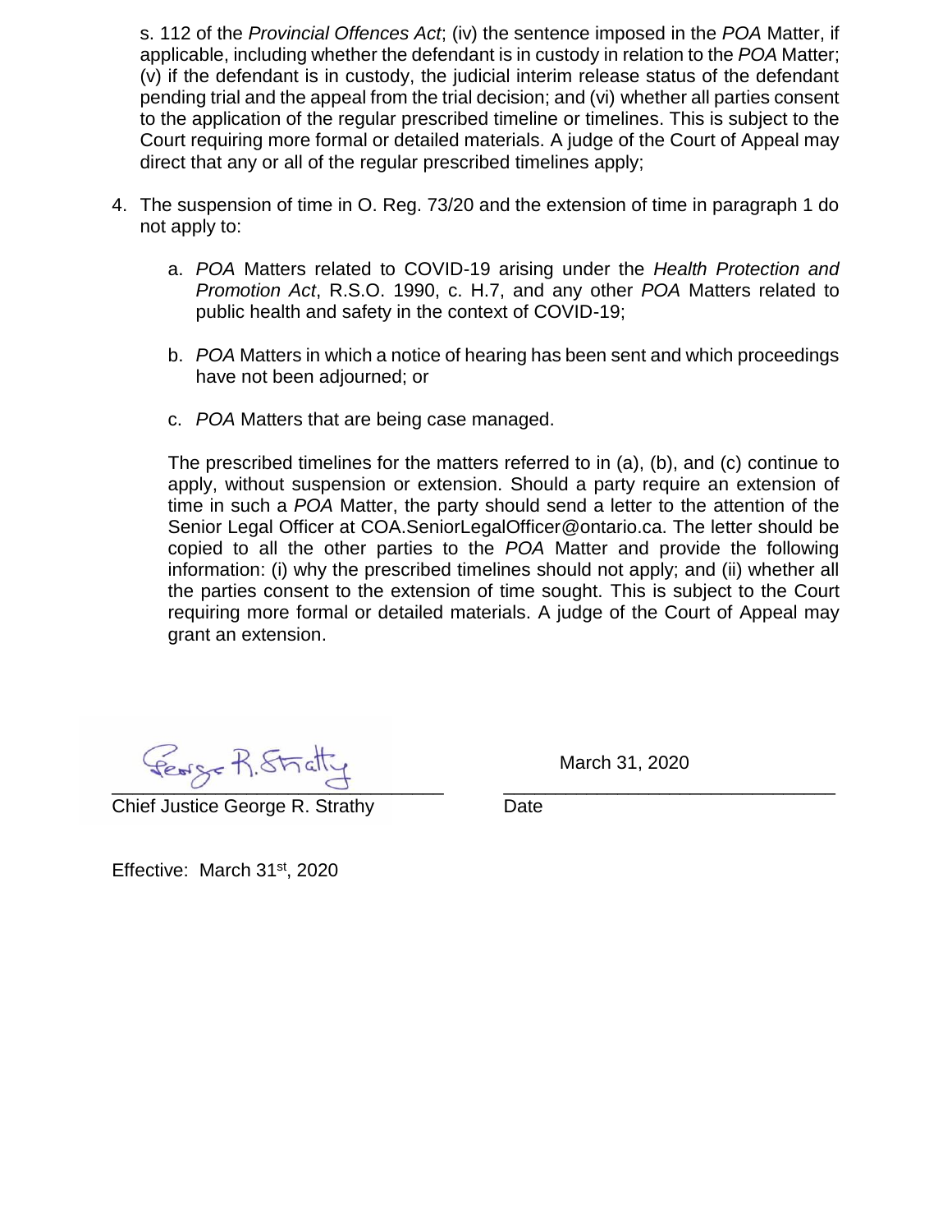s. 112 of the *Provincial Offences Act*; (iv) the sentence imposed in the *POA* Matter, if applicable, including whether the defendant is in custody in relation to the *POA* Matter; (v) if the defendant is in custody, the judicial interim release status of the defendant pending trial and the appeal from the trial decision; and (vi) whether all parties consent to the application of the regular prescribed timeline or timelines. This is subject to the Court requiring more formal or detailed materials. A judge of the Court of Appeal may direct that any or all of the regular prescribed timelines apply;

4. The suspension of time in O. Reg. 73/20 and the extension of time in paragraph 1 do not apply to:

   a. *POA* Matters related to COVID-19 arising under the *Health Protection and Promotion Act*, R.S.O. 1990, c. H.7, and any other *POA* Matters related to public health and safety in the context of COVID-19;

   b. *POA* Matters in which a notice of hearing has been sent and which proceedings have not been adjourned; or

   c. *POA* Matters that are being case managed.

   The prescribed timelines for the matters referred to in (a), (b), and (c) continue to apply, without suspension or extension. Should a party require an extension of time in such a *POA* Matter, the party should send a letter to the attention of the Senior Legal Officer at COA.SeniorLegalOfficer@ontario.ca. The letter should be copied to all the other parties to the *POA* Matter and provide the following information: (i) why the prescribed timelines should not apply; and (ii) whether all the parties consent to the extension of time sought. This is subject to the Court requiring more formal or detailed materials. A judge of the Court of Appeal may grant an extension.

George R. Strathy

Chief Justice George R. Strathy

March 31, 2020

Date

Effective: March 31st, 2020